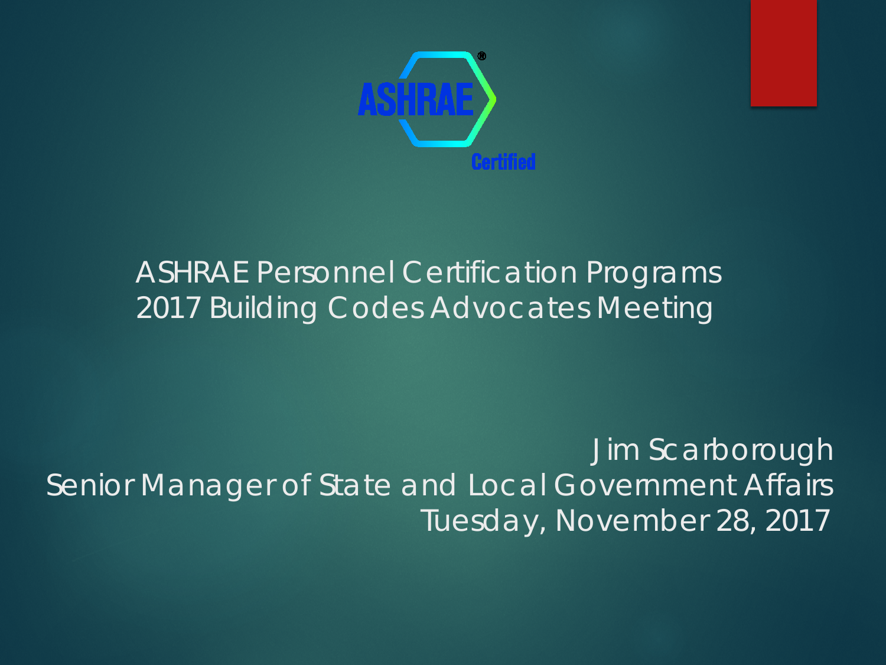ASHRAE Certified

# ASHRAE Personnel Certification Programs
## 2017 Building Codes Advocates Meeting

Jim Scarborough
Senior Manager of State and Local Government Affairs
Tuesday, November 28, 2017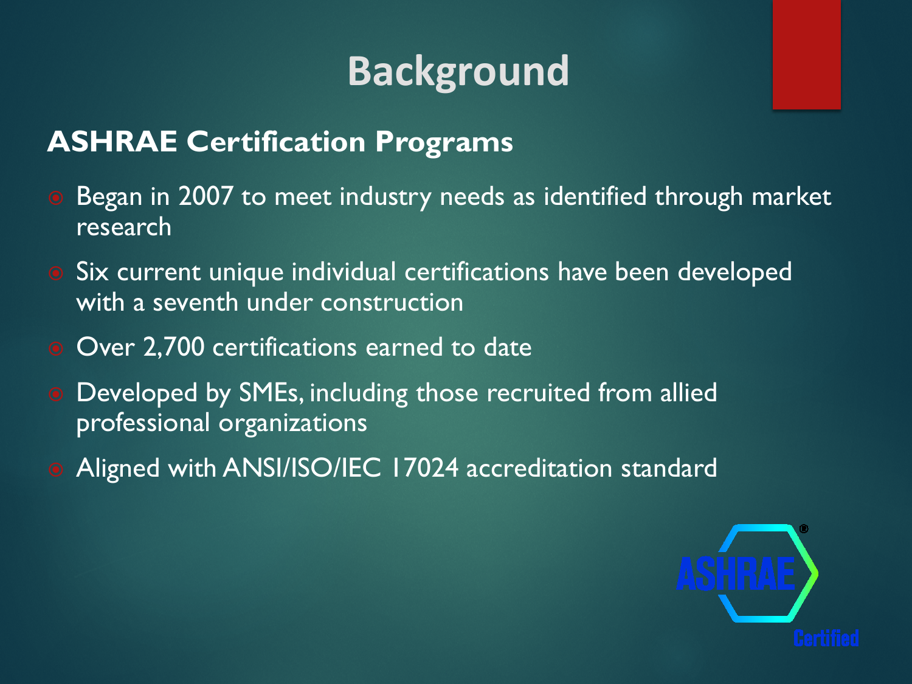# Background

## ASHRAE Certification Programs

- Began in 2007 to meet industry needs as identified through market research
- Six current unique individual certifications have been developed with a seventh under construction
- Over 2,700 certifications earned to date
- Developed by SMEs, including those recruited from allied professional organizations
- Aligned with ANSI/ISO/IEC 17024 accreditation standard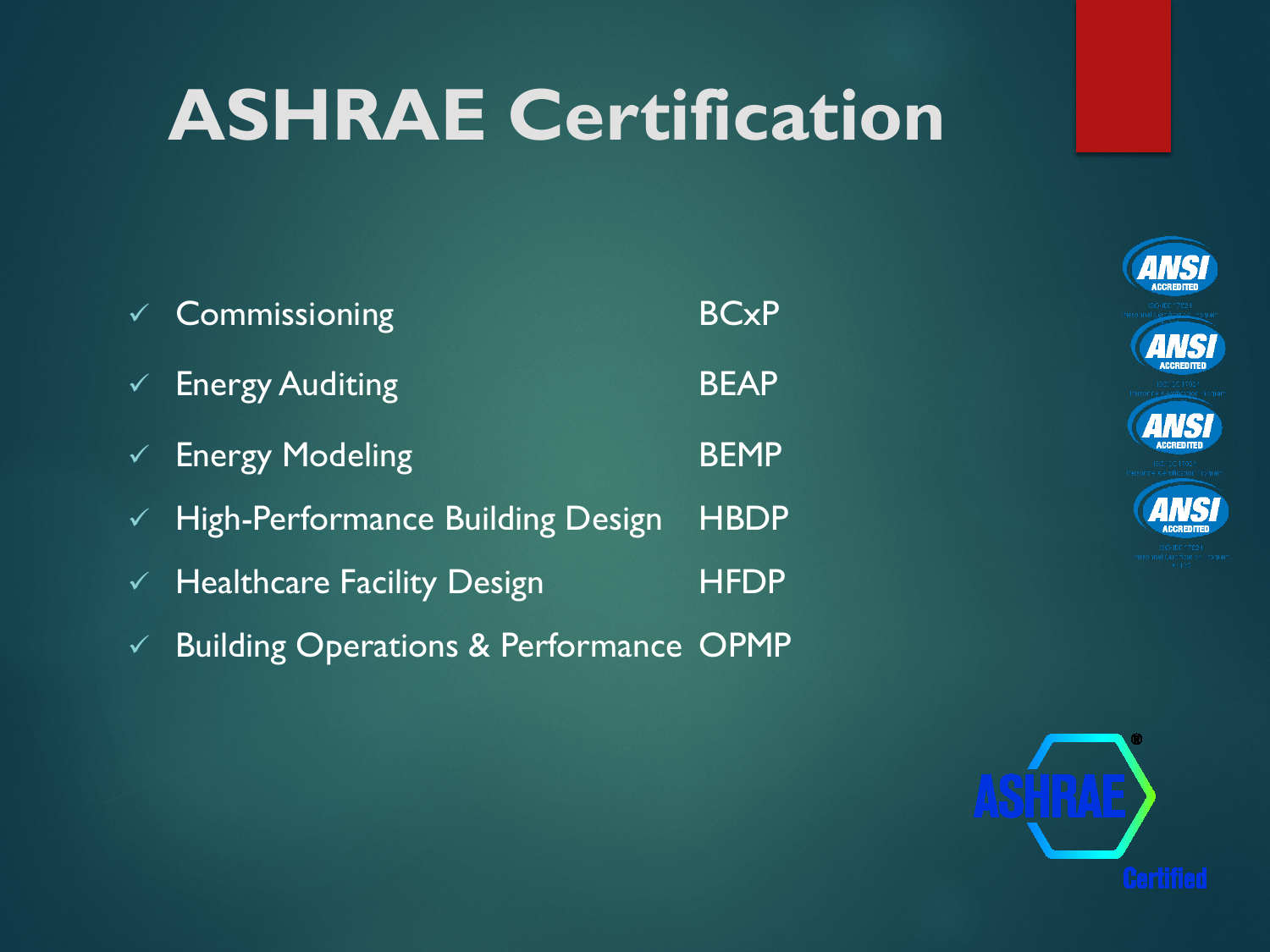# ASHRAE Certification

- ✓ Commissioning — BCxP
- ✓ Energy Auditing — BEAP
- ✓ Energy Modeling — BEMP
- ✓ High-Performance Building Design — HBDP
- ✓ Healthcare Facility Design — HFDP
- ✓ Building Operations & Performance — OPMP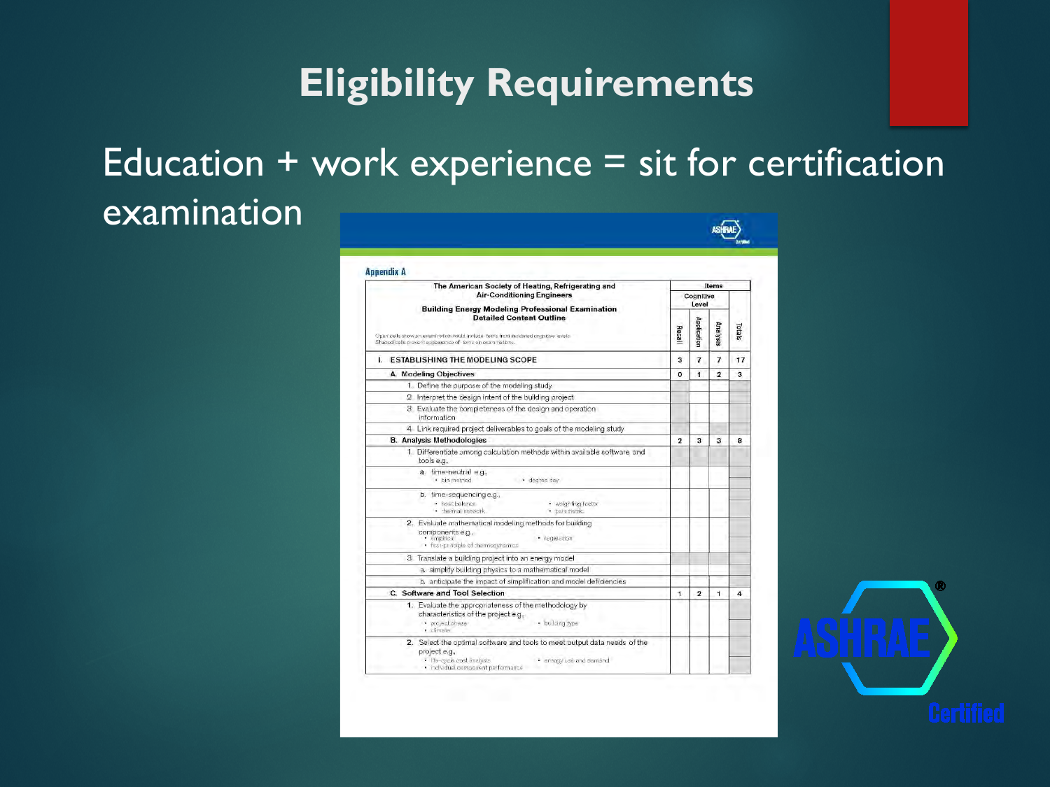# Eligibility Requirements

Education + work experience = sit for certification examination

Appendix A

**The American Society of Heating, Refrigerating and Air-Conditioning Engineers**

**Building Energy Modeling Professional Examination Detailed Content Outline**

Open cells show an examination could include items from indicated cognitive levels. Shaded cells prevent appearance of items on examinations.

| | Recall | Application | Analysis | Totals |
|---|---|---|---|---|
| I. ESTABLISHING THE MODELING SCOPE | 3 | 7 | 7 | 17 |
| A. Modeling Objectives | 0 | 1 | 2 | 3 |
| 1. Define the purpose of the modeling study | | | | |
| 2. Interpret the design intent of the building project | | | | |
| 3. Evaluate the completeness of the design and operation information | | | | |
| 4. Link required project deliverables to goals of the modeling study | | | | |
| B. Analysis Methodologies | 2 | 3 | 3 | 8 |
| 1. Differentiate among calculation methods within available software and tools e.g., | | | | |
| a. time-neutral e.g., • bin method • degree day | | | | |
| b. time-sequencing e.g., • heat balance • thermal network • weighting factor • parametric | | | | |
| 2. Evaluate mathematical modeling methods for building components e.g., • empirical • first-principle of thermodynamics • regression | | | | |
| 3. Translate a building project into an energy model | | | | |
| a. simplify building physics to a mathematical model | | | | |
| b. anticipate the impact of simplification and model deficiencies | | | | |
| C. Software and Tool Selection | 1 | 2 | 1 | 4 |
| 1. Evaluate the appropriateness of the methodology by characteristics of the project e.g., • project phase • climate • building type | | | | |
| 2. Select the optimal software and tools to meet output data needs of the project e.g., • life-cycle cost analysis • individual component performance • energy use and demand | | | | |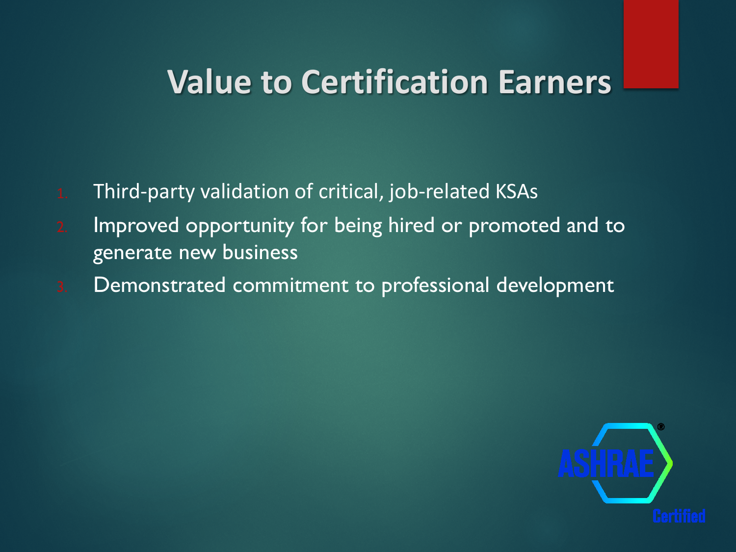# Value to Certification Earners

1. Third-party validation of critical, job-related KSAs
2. Improved opportunity for being hired or promoted and to generate new business
3. Demonstrated commitment to professional development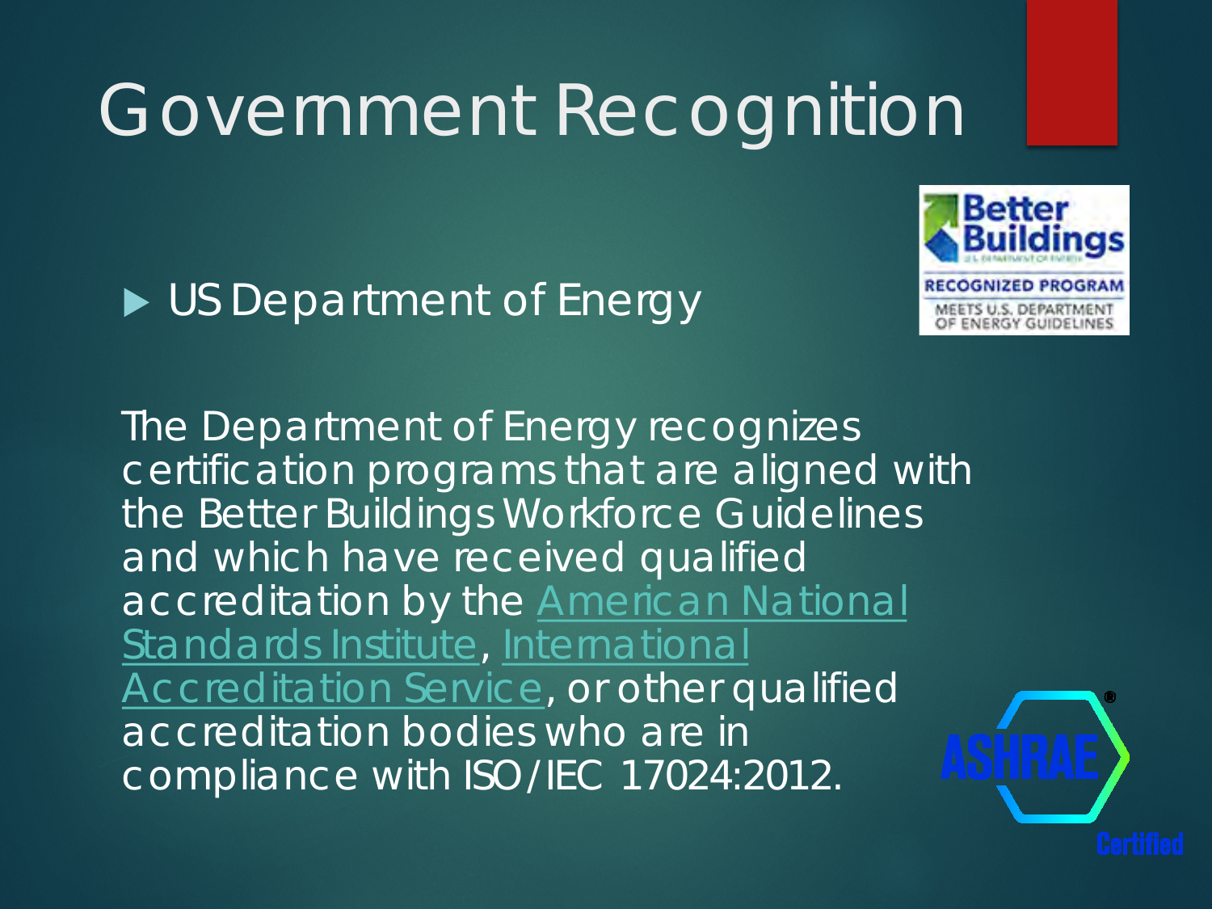# Government Recognition

- US Department of Energy

The Department of Energy recognizes certification programs that are aligned with the Better Buildings Workforce Guidelines and which have received qualified accreditation by the American National Standards Institute, International Accreditation Service, or other qualified accreditation bodies who are in compliance with ISO/IEC 17024:2012.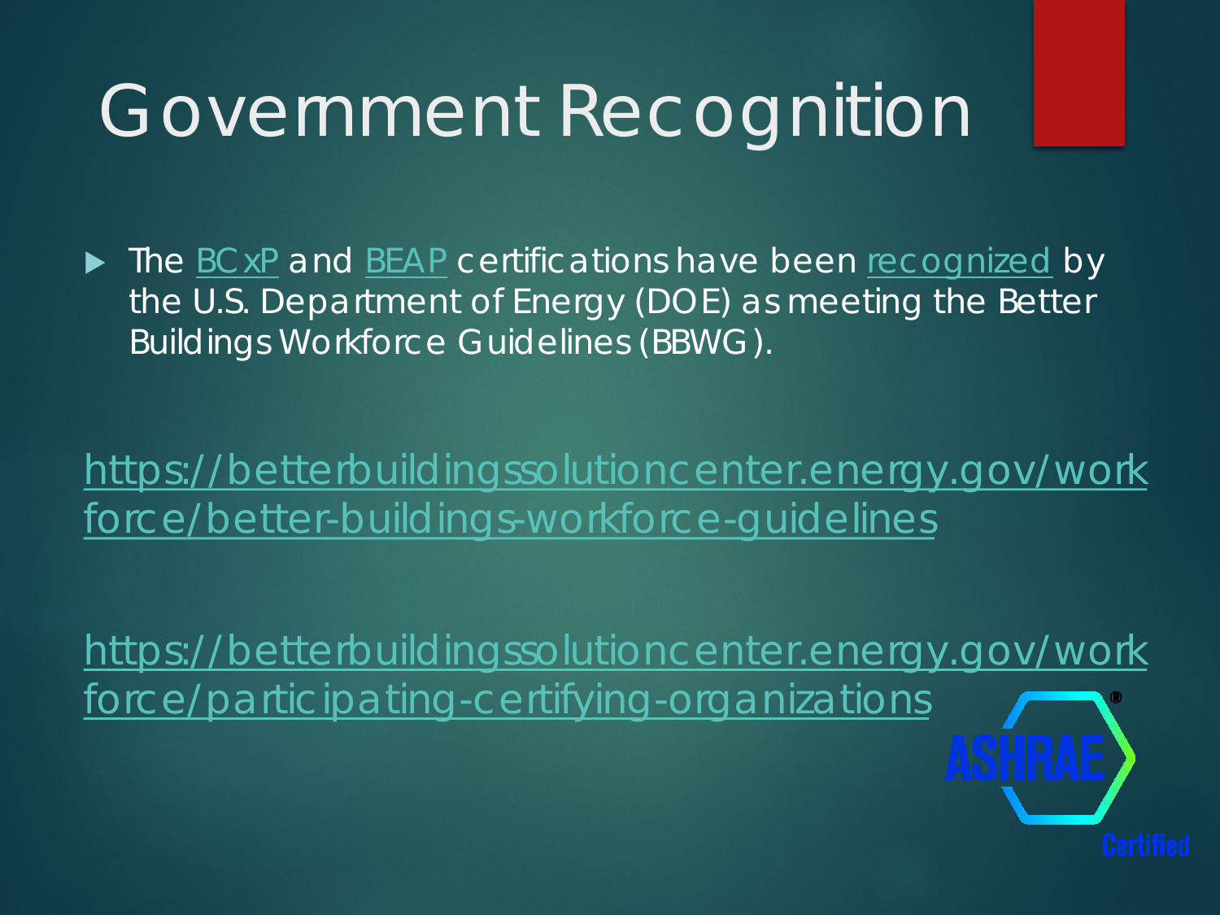# Government Recognition

- The BCxP and BEAP certifications have been recognized by the U.S. Department of Energy (DOE) as meeting the Better Buildings Workforce Guidelines (BBWG).

https://betterbuildingssolutioncenter.energy.gov/workforce/better-buildings-workforce-guidelines

https://betterbuildingssolutioncenter.energy.gov/workforce/participating-certifying-organizations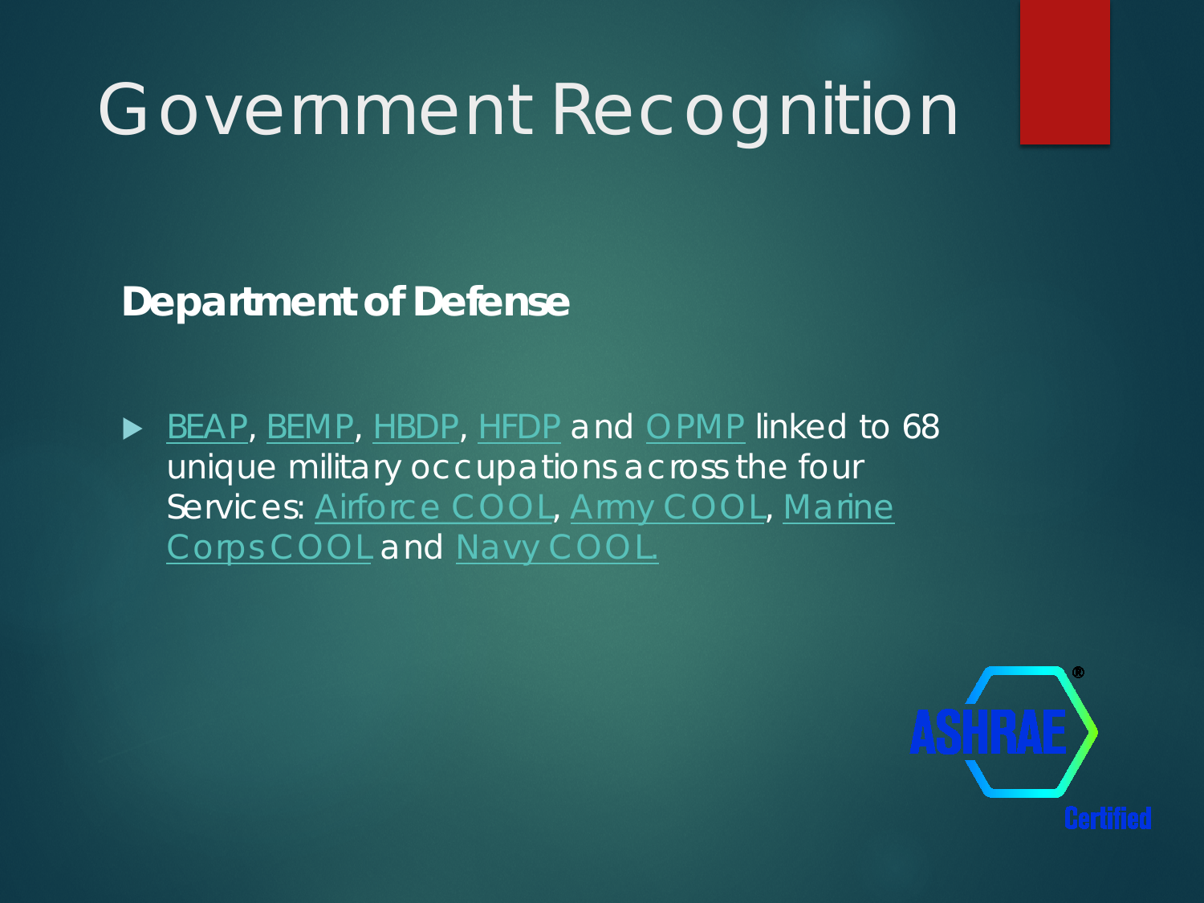# Government Recognition

**Department of Defense**

- BEAP, BEMP, HBDP, HFDP and OPMP linked to 68 unique military occupations across the four Services: Airforce COOL, Army COOL, Marine Corps COOL and Navy COOL.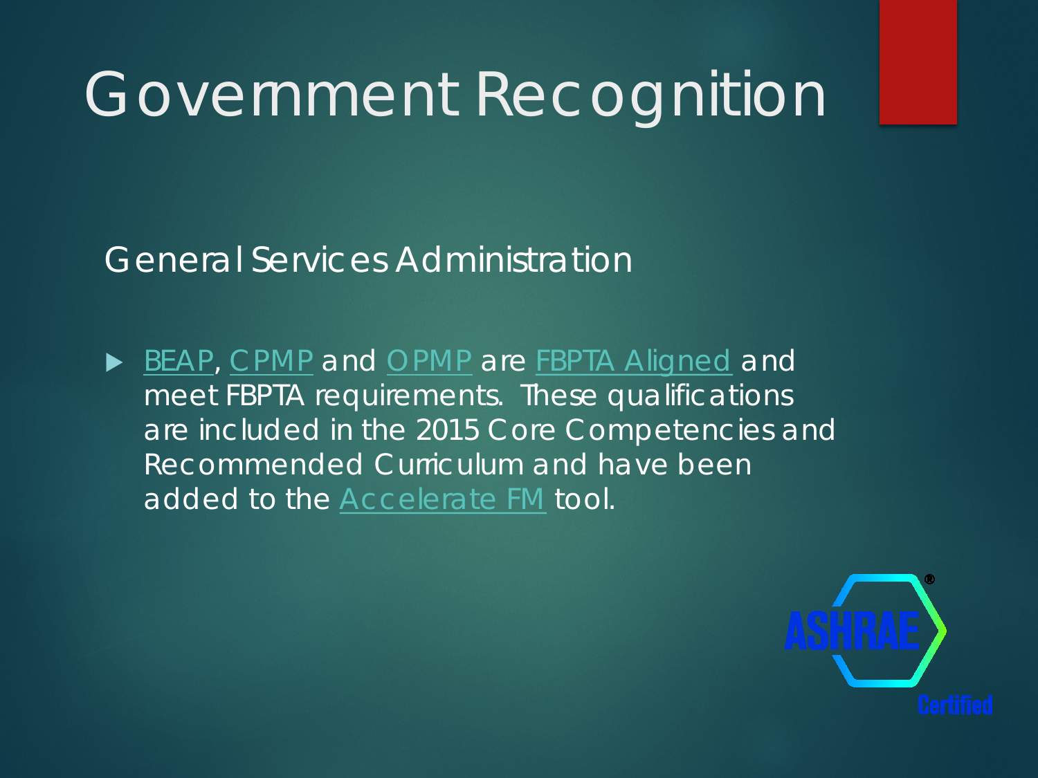# Government Recognition

## General Services Administration

- BEAP, CPMP and OPMP are FBPTA Aligned and meet FBPTA requirements. These qualifications are included in the 2015 Core Competencies and Recommended Curriculum and have been added to the Accelerate FM tool.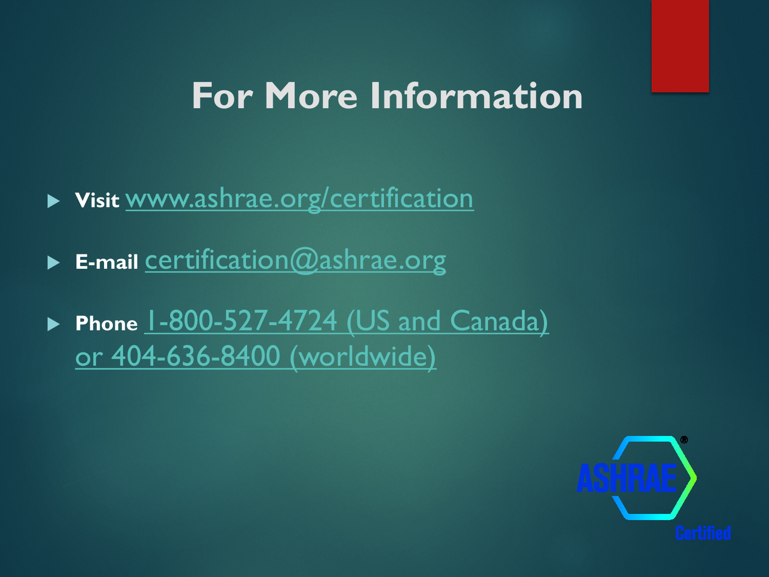# For More Information

- **Visit** www.ashrae.org/certification
- **E-mail** certification@ashrae.org
- **Phone** 1-800-527-4724 (US and Canada) or 404-636-8400 (worldwide)